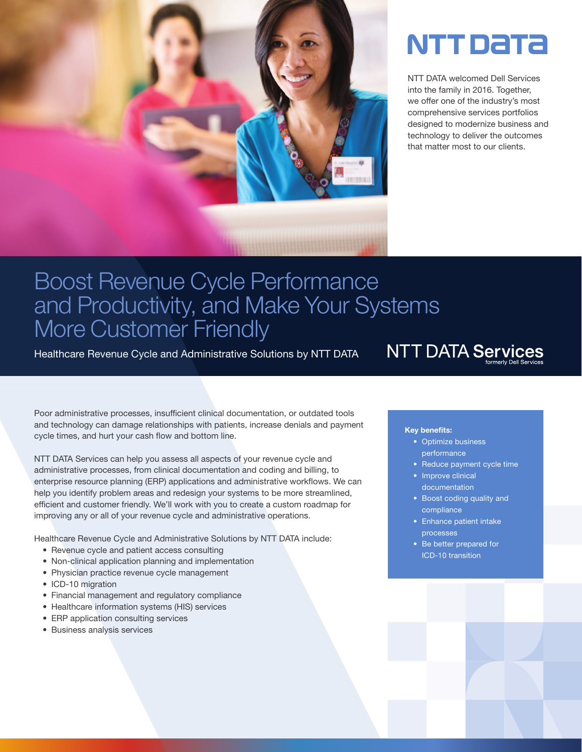# NTT DATA

NTT DATA welcomed Dell Services into the family in 2016. Together, we offer one of the industry's most comprehensive services portfolios designed to modernize business and technology to deliver the outcomes that matter most to our clients.

# Boost Revenue Cycle Performance and Productivity, and Make Your Systems More Customer Friendly

Healthcare Revenue Cycle and Administrative Solutions by NTT DATA

NTT DATA Services
formerly Dell Services

Poor administrative processes, insufficient clinical documentation, or outdated tools and technology can damage relationships with patients, increase denials and payment cycle times, and hurt your cash flow and bottom line.

NTT DATA Services can help you assess all aspects of your revenue cycle and administrative processes, from clinical documentation and coding and billing, to enterprise resource planning (ERP) applications and administrative workflows. We can help you identify problem areas and redesign your systems to be more streamlined, efficient and customer friendly. We'll work with you to create a custom roadmap for improving any or all of your revenue cycle and administrative operations.

Healthcare Revenue Cycle and Administrative Solutions by NTT DATA include:

- Revenue cycle and patient access consulting
- Non-clinical application planning and implementation
- Physician practice revenue cycle management
- ICD-10 migration
- Financial management and regulatory compliance
- Healthcare information systems (HIS) services
- ERP application consulting services
- Business analysis services

**Key benefits:**

- Optimize business performance
- Reduce payment cycle time
- Improve clinical documentation
- Boost coding quality and compliance
- Enhance patient intake processes
- Be better prepared for ICD-10 transition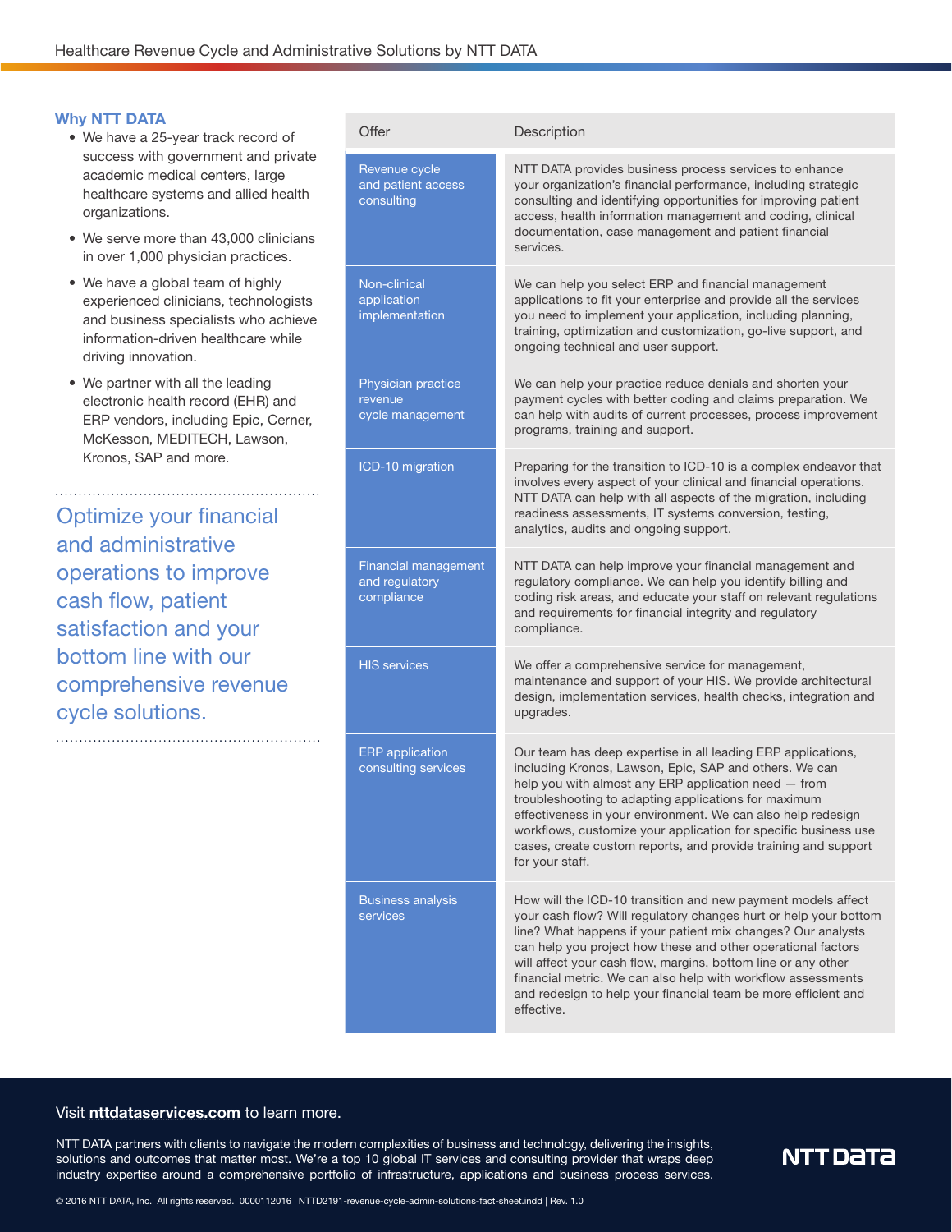## Why NTT DATA

- We have a 25-year track record of success with government and private academic medical centers, large healthcare systems and allied health organizations.
- We serve more than 43,000 clinicians in over 1,000 physician practices.
- We have a global team of highly experienced clinicians, technologists and business specialists who achieve information-driven healthcare while driving innovation.
- We partner with all the leading electronic health record (EHR) and ERP vendors, including Epic, Cerner, McKesson, MEDITECH, Lawson, Kronos, SAP and more.

Optimize your financial and administrative operations to improve cash flow, patient satisfaction and your bottom line with our comprehensive revenue cycle solutions.

| Offer | Description |
| --- | --- |
| Revenue cycle and patient access consulting | NTT DATA provides business process services to enhance your organization's financial performance, including strategic consulting and identifying opportunities for improving patient access, health information management and coding, clinical documentation, case management and patient financial services. |
| Non-clinical application implementation | We can help you select ERP and financial management applications to fit your enterprise and provide all the services you need to implement your application, including planning, training, optimization and customization, go-live support, and ongoing technical and user support. |
| Physician practice revenue cycle management | We can help your practice reduce denials and shorten your payment cycles with better coding and claims preparation. We can help with audits of current processes, process improvement programs, training and support. |
| ICD-10 migration | Preparing for the transition to ICD-10 is a complex endeavor that involves every aspect of your clinical and financial operations. NTT DATA can help with all aspects of the migration, including readiness assessments, IT systems conversion, testing, analytics, audits and ongoing support. |
| Financial management and regulatory compliance | NTT DATA can help improve your financial management and regulatory compliance. We can help you identify billing and coding risk areas, and educate your staff on relevant regulations and requirements for financial integrity and regulatory compliance. |
| HIS services | We offer a comprehensive service for management, maintenance and support of your HIS. We provide architectural design, implementation services, health checks, integration and upgrades. |
| ERP application consulting services | Our team has deep expertise in all leading ERP applications, including Kronos, Lawson, Epic, SAP and others. We can help you with almost any ERP application need — from troubleshooting to adapting applications for maximum effectiveness in your environment. We can also redesign workflows, customize your application for specific business use cases, create custom reports, and provide training and support for your staff. |
| Business analysis services | How will the ICD-10 transition and new payment models affect your cash flow? Will regulatory changes hurt or help your bottom line? What happens if your patient mix changes? Our analysts can help you project how these and other operational factors will affect your cash flow, margins, bottom line or any other financial metric. We can also help with workflow assessments and redesign to help your financial team be more efficient and effective. |

Visit **nttdataservices.com** to learn more.

NTT DATA partners with clients to navigate the modern complexities of business and technology, delivering the insights, solutions and outcomes that matter most. We're a top 10 global IT services and consulting provider that wraps deep industry expertise around a comprehensive portfolio of infrastructure, applications and business process services.

NTT DATA

© 2016 NTT DATA, Inc. All rights reserved. 0000112016 | NTTD2191-revenue-cycle-admin-solutions-fact-sheet.indd | Rev. 1.0